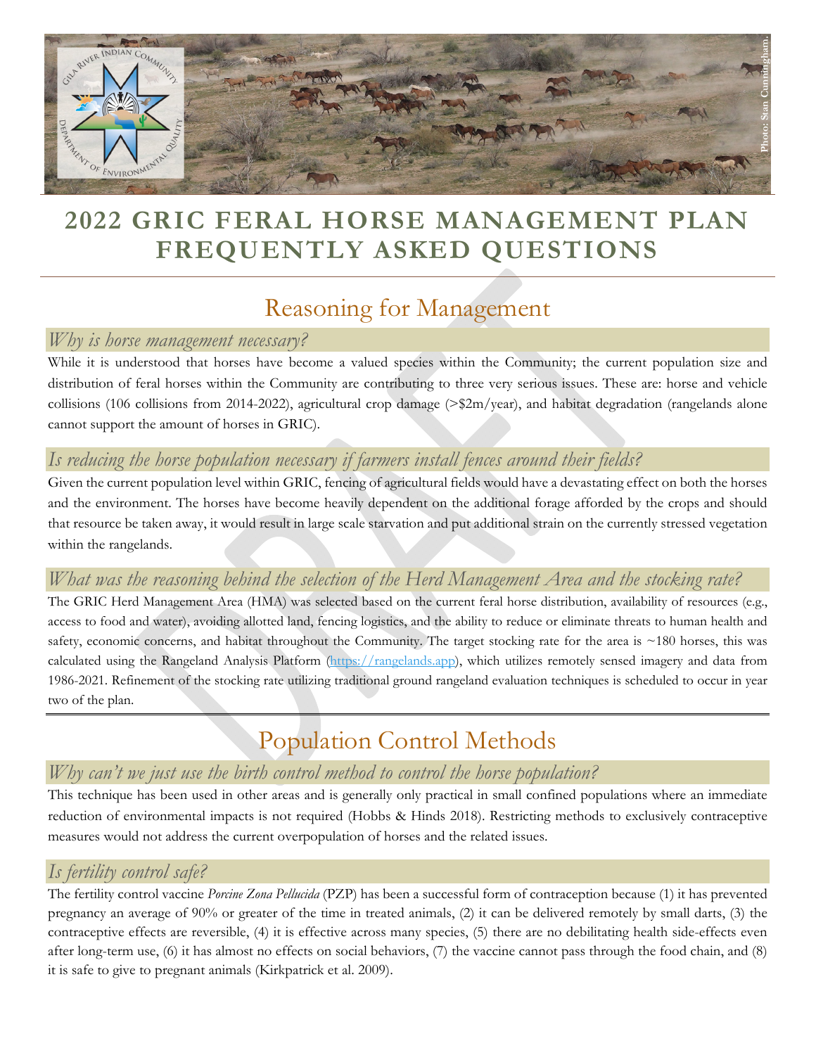# 2022 GRIC FERAL HORSE MANAGEMENT PLAN FREQUENTLY ASKED QUESTIONS

## Reasoning for Management

### *Why is horse management necessary?*

While it is understood that horses have become a valued species within the Community; the current population size and distribution of feral horses within the Community are contributing to three very serious issues. These are: horse and vehicle collisions (106 collisions from 2014-2022), agricultural crop damage (>$2m/year), and habitat degradation (rangelands alone cannot support the amount of horses in GRIC).

### *Is reducing the horse population necessary if farmers install fences around their fields?*

Given the current population level within GRIC, fencing of agricultural fields would have a devastating effect on both the horses and the environment. The horses have become heavily dependent on the additional forage afforded by the crops and should that resource be taken away, it would result in large scale starvation and put additional strain on the currently stressed vegetation within the rangelands.

### *What was the reasoning behind the selection of the Herd Management Area and the stocking rate?*

The GRIC Herd Management Area (HMA) was selected based on the current feral horse distribution, availability of resources (e.g., access to food and water), avoiding allotted land, fencing logistics, and the ability to reduce or eliminate threats to human health and safety, economic concerns, and habitat throughout the Community. The target stocking rate for the area is ~180 horses, this was calculated using the Rangeland Analysis Platform (https://rangelands.app), which utilizes remotely sensed imagery and data from 1986-2021. Refinement of the stocking rate utilizing traditional ground rangeland evaluation techniques is scheduled to occur in year two of the plan.

## Population Control Methods

### *Why can't we just use the birth control method to control the horse population?*

This technique has been used in other areas and is generally only practical in small confined populations where an immediate reduction of environmental impacts is not required (Hobbs & Hinds 2018). Restricting methods to exclusively contraceptive measures would not address the current overpopulation of horses and the related issues.

### *Is fertility control safe?*

The fertility control vaccine *Porcine Zona Pellucida* (PZP) has been a successful form of contraception because (1) it has prevented pregnancy an average of 90% or greater of the time in treated animals, (2) it can be delivered remotely by small darts, (3) the contraceptive effects are reversible, (4) it is effective across many species, (5) there are no debilitating health side-effects even after long-term use, (6) it has almost no effects on social behaviors, (7) the vaccine cannot pass through the food chain, and (8) it is safe to give to pregnant animals (Kirkpatrick et al. 2009).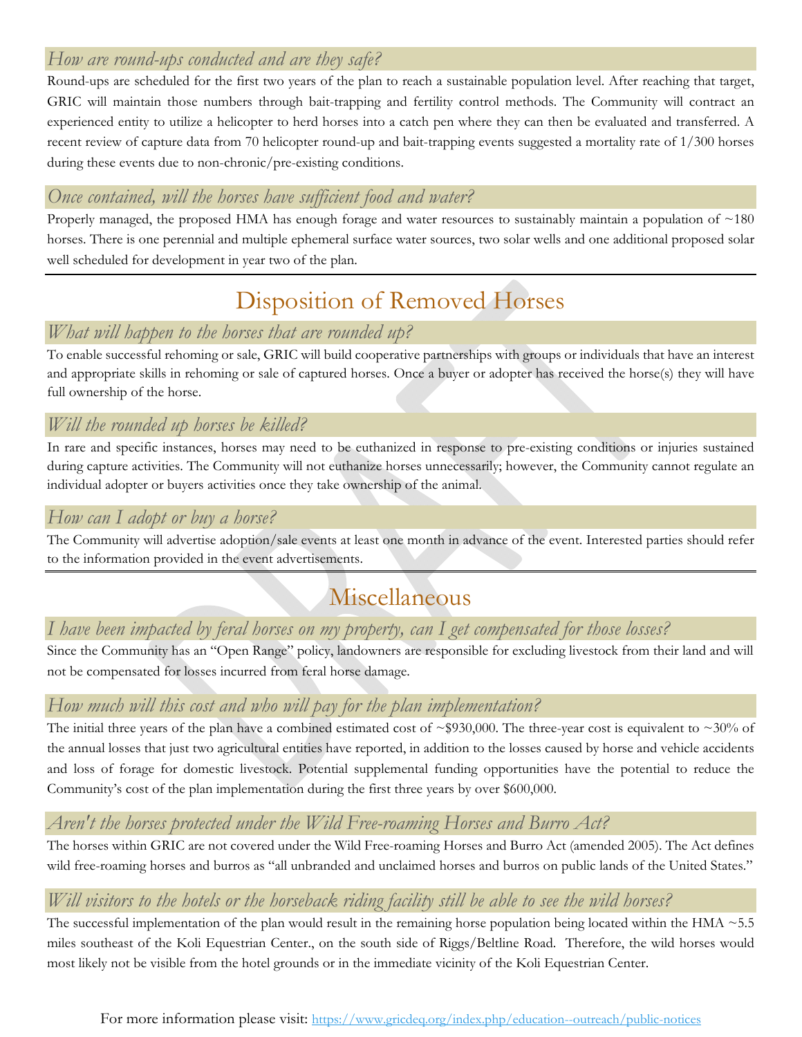### *How are round-ups conducted and are they safe?*

Round-ups are scheduled for the first two years of the plan to reach a sustainable population level. After reaching that target, GRIC will maintain those numbers through bait-trapping and fertility control methods. The Community will contract an experienced entity to utilize a helicopter to herd horses into a catch pen where they can then be evaluated and transferred. A recent review of capture data from 70 helicopter round-up and bait-trapping events suggested a mortality rate of 1/300 horses during these events due to non-chronic/pre-existing conditions.

### *Once contained, will the horses have sufficient food and water?*

Properly managed, the proposed HMA has enough forage and water resources to sustainably maintain a population of ~180 horses. There is one perennial and multiple ephemeral surface water sources, two solar wells and one additional proposed solar well scheduled for development in year two of the plan.

## Disposition of Removed Horses

### *What will happen to the horses that are rounded up?*

To enable successful rehoming or sale, GRIC will build cooperative partnerships with groups or individuals that have an interest and appropriate skills in rehoming or sale of captured horses. Once a buyer or adopter has received the horse(s) they will have full ownership of the horse.

### *Will the rounded up horses be killed?*

In rare and specific instances, horses may need to be euthanized in response to pre-existing conditions or injuries sustained during capture activities. The Community will not euthanize horses unnecessarily; however, the Community cannot regulate an individual adopter or buyers activities once they take ownership of the animal.

### *How can I adopt or buy a horse?*

The Community will advertise adoption/sale events at least one month in advance of the event. Interested parties should refer to the information provided in the event advertisements.

## Miscellaneous

### *I have been impacted by feral horses on my property, can I get compensated for those losses?*

Since the Community has an "Open Range" policy, landowners are responsible for excluding livestock from their land and will not be compensated for losses incurred from feral horse damage.

### *How much will this cost and who will pay for the plan implementation?*

The initial three years of the plan have a combined estimated cost of ~$930,000. The three-year cost is equivalent to ~30% of the annual losses that just two agricultural entities have reported, in addition to the losses caused by horse and vehicle accidents and loss of forage for domestic livestock. Potential supplemental funding opportunities have the potential to reduce the Community's cost of the plan implementation during the first three years by over $600,000.

### *Aren't the horses protected under the Wild Free-roaming Horses and Burro Act?*

The horses within GRIC are not covered under the Wild Free-roaming Horses and Burro Act (amended 2005). The Act defines wild free-roaming horses and burros as "all unbranded and unclaimed horses and burros on public lands of the United States."

### *Will visitors to the hotels or the horseback riding facility still be able to see the wild horses?*

The successful implementation of the plan would result in the remaining horse population being located within the HMA ~5.5 miles southeast of the Koli Equestrian Center., on the south side of Riggs/Beltline Road. Therefore, the wild horses would most likely not be visible from the hotel grounds or in the immediate vicinity of the Koli Equestrian Center.

For more information please visit: https://www.gricdeq.org/index.php/education--outreach/public-notices